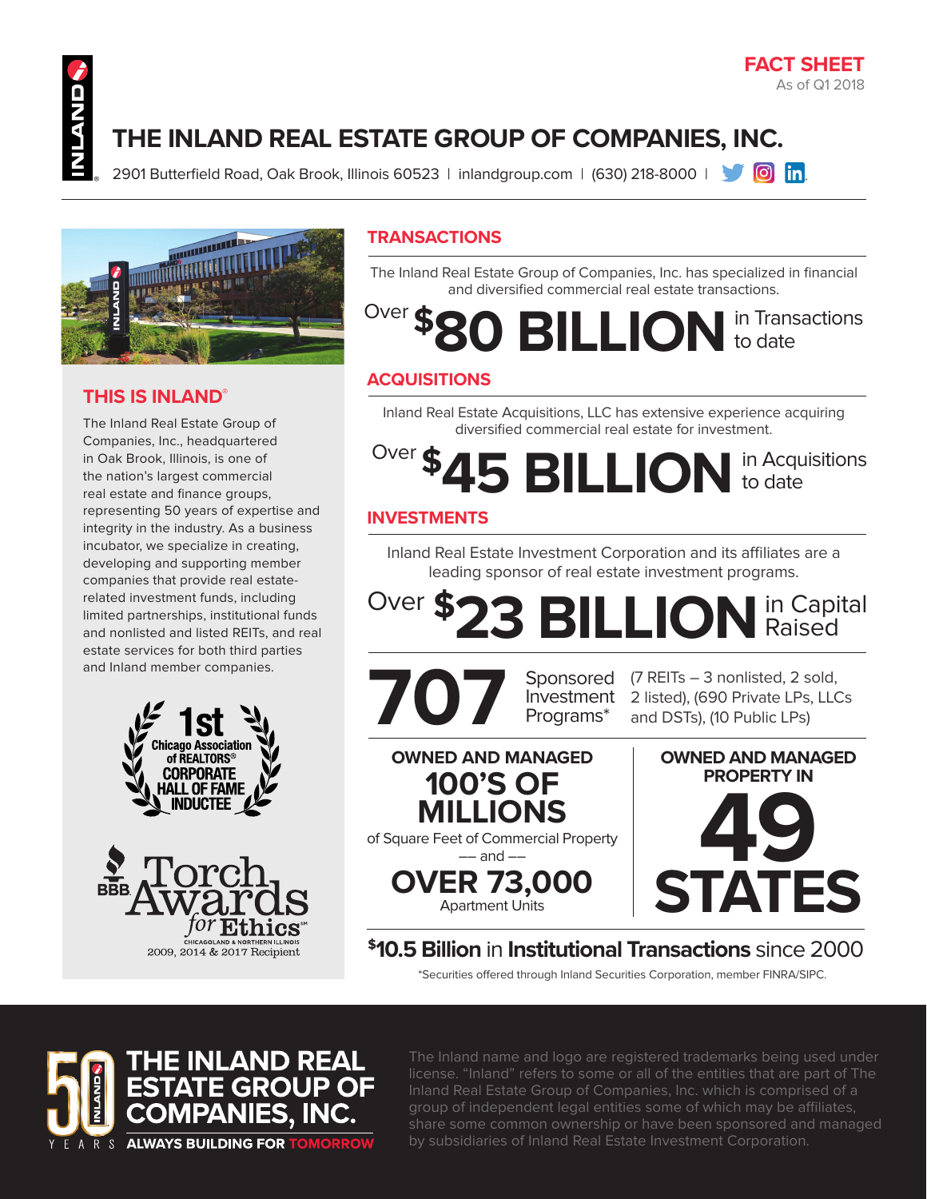**FACT SHEET**
As of Q1 2018

# THE INLAND REAL ESTATE GROUP OF COMPANIES, INC.

2901 Butterfield Road, Oak Brook, Illinois 60523 | inlandgroup.com | (630) 218-8000 |

## THIS IS INLAND®

The Inland Real Estate Group of Companies, Inc., headquartered in Oak Brook, Illinois, is one of the nation's largest commercial real estate and finance groups, representing 50 years of expertise and integrity in the industry. As a business incubator, we specialize in creating, developing and supporting member companies that provide real estate-related investment funds, including limited partnerships, institutional funds and nonlisted and listed REITs, and real estate services for both third parties and Inland member companies.

1st Chicago Association of REALTORS® CORPORATE HALL OF FAME INDUCTEE

BBB Torch Awards for Ethics℠ CHICAGOLAND & NORTHERN ILLINOIS 2009, 2014 & 2017 Recipient

## TRANSACTIONS

The Inland Real Estate Group of Companies, Inc. has specialized in financial and diversified commercial real estate transactions.

Over **$80 BILLION** in Transactions to date

## ACQUISITIONS

Inland Real Estate Acquisitions, LLC has extensive experience acquiring diversified commercial real estate for investment.

Over **$45 BILLION** in Acquisitions to date

## INVESTMENTS

Inland Real Estate Investment Corporation and its affiliates are a leading sponsor of real estate investment programs.

Over **$23 BILLION** in Capital Raised

**707** Sponsored Investment Programs* (7 REITs – 3 nonlisted, 2 sold, 2 listed), (690 Private LPs, LLCs and DSTs), (10 Public LPs)

**OWNED AND MANAGED 100'S OF MILLIONS** of Square Feet of Commercial Property —— and —— **OVER 73,000** Apartment Units

**OWNED AND MANAGED PROPERTY IN 49 STATES**

**$10.5 Billion** in **Institutional Transactions** since 2000

*Securities offered through Inland Securities Corporation, member FINRA/SIPC.

50 YEARS THE INLAND REAL ESTATE GROUP OF COMPANIES, INC. ALWAYS BUILDING FOR TOMORROW

The Inland name and logo are registered trademarks being used under license. "Inland" refers to some or all of the entities that are part of The Inland Real Estate Group of Companies, Inc. which is comprised of a group of independent legal entities some of which may be affiliates, share some common ownership or have been sponsored and managed by subsidiaries of Inland Real Estate Investment Corporation.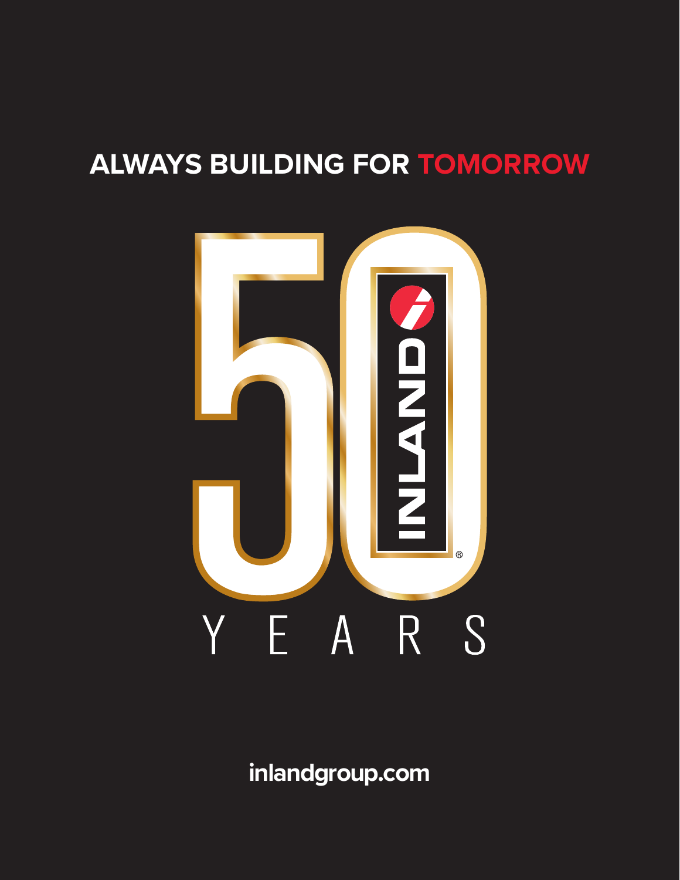## ALWAYS BUILDING FOR TOMORROW

50

INLAND®

YEARS

inlandgroup.com